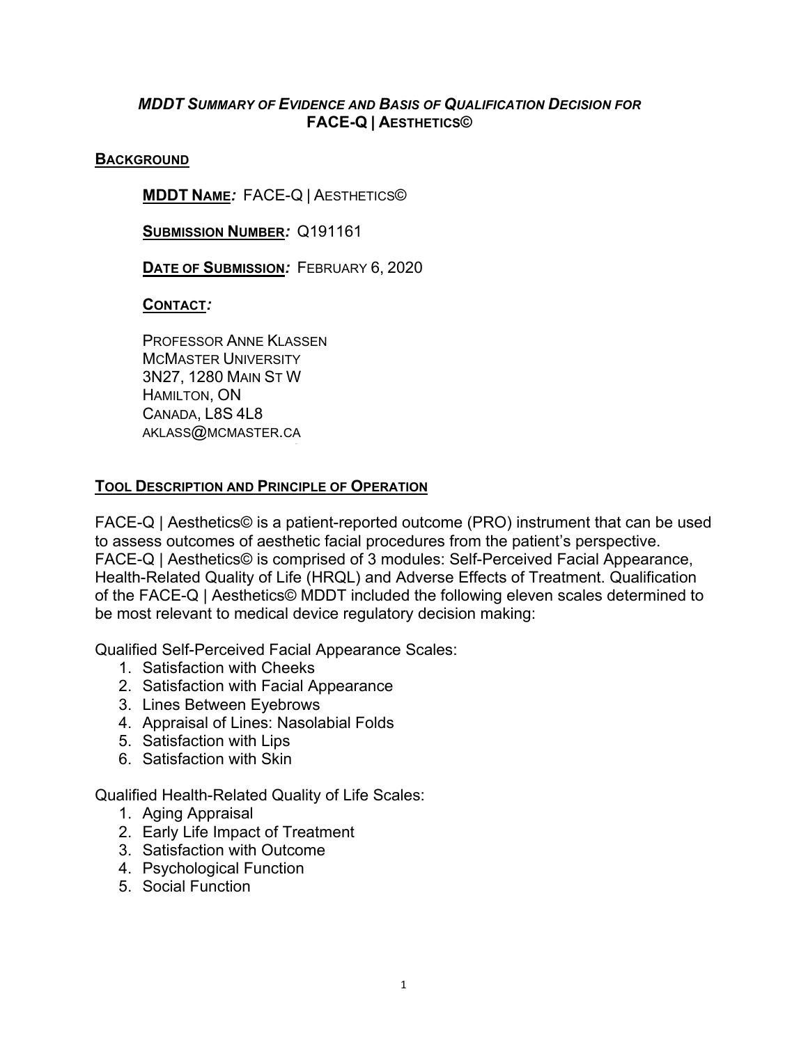### *MDDT Summary of Evidence and Basis of Qualification Decision for* FACE-Q | Aesthetics©

## Background

**MDDT Name:** FACE-Q | Aesthetics©

**Submission Number:** Q191161

**Date of Submission:** February 6, 2020

**Contact:**

Professor Anne Klassen
McMaster University
3N27, 1280 Main St W
Hamilton, ON
Canada, L8S 4L8
aklass@mcmaster.ca

## Tool Description and Principle of Operation

FACE-Q | Aesthetics© is a patient-reported outcome (PRO) instrument that can be used to assess outcomes of aesthetic facial procedures from the patient's perspective. FACE-Q | Aesthetics© is comprised of 3 modules: Self-Perceived Facial Appearance, Health-Related Quality of Life (HRQL) and Adverse Effects of Treatment. Qualification of the FACE-Q | Aesthetics© MDDT included the following eleven scales determined to be most relevant to medical device regulatory decision making:

Qualified Self-Perceived Facial Appearance Scales:

1. Satisfaction with Cheeks
2. Satisfaction with Facial Appearance
3. Lines Between Eyebrows
4. Appraisal of Lines: Nasolabial Folds
5. Satisfaction with Lips
6. Satisfaction with Skin

Qualified Health-Related Quality of Life Scales:

1. Aging Appraisal
2. Early Life Impact of Treatment
3. Satisfaction with Outcome
4. Psychological Function
5. Social Function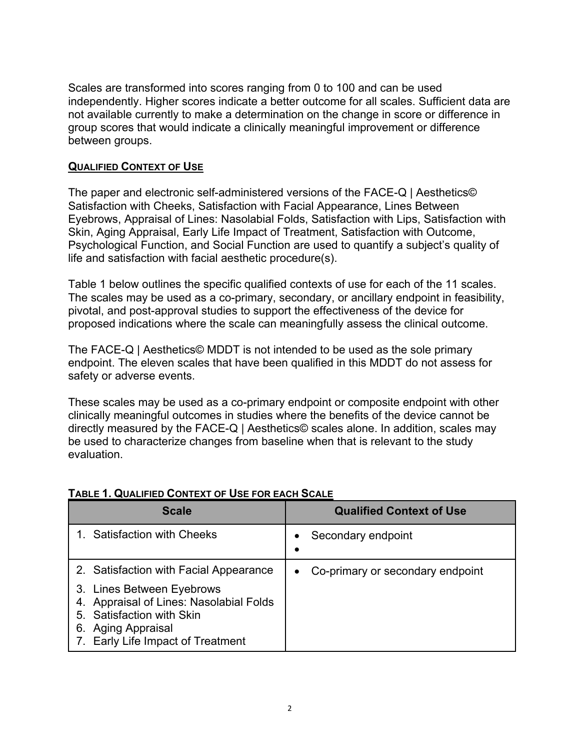Scales are transformed into scores ranging from 0 to 100 and can be used independently. Higher scores indicate a better outcome for all scales. Sufficient data are not available currently to make a determination on the change in score or difference in group scores that would indicate a clinically meaningful improvement or difference between groups.

## QUALIFIED CONTEXT OF USE

The paper and electronic self-administered versions of the FACE-Q | Aesthetics© Satisfaction with Cheeks, Satisfaction with Facial Appearance, Lines Between Eyebrows, Appraisal of Lines: Nasolabial Folds, Satisfaction with Lips, Satisfaction with Skin, Aging Appraisal, Early Life Impact of Treatment, Satisfaction with Outcome, Psychological Function, and Social Function are used to quantify a subject's quality of life and satisfaction with facial aesthetic procedure(s).

Table 1 below outlines the specific qualified contexts of use for each of the 11 scales. The scales may be used as a co-primary, secondary, or ancillary endpoint in feasibility, pivotal, and post-approval studies to support the effectiveness of the device for proposed indications where the scale can meaningfully assess the clinical outcome.

The FACE-Q | Aesthetics© MDDT is not intended to be used as the sole primary endpoint. The eleven scales that have been qualified in this MDDT do not assess for safety or adverse events.

These scales may be used as a co-primary endpoint or composite endpoint with other clinically meaningful outcomes in studies where the benefits of the device cannot be directly measured by the FACE-Q | Aesthetics© scales alone. In addition, scales may be used to characterize changes from baseline when that is relevant to the study evaluation.

**TABLE 1. QUALIFIED CONTEXT OF USE FOR EACH SCALE**

| Scale | Qualified Context of Use |
|---|---|
| 1. Satisfaction with Cheeks | • Secondary endpoint<br>• |
| 2. Satisfaction with Facial Appearance<br>3. Lines Between Eyebrows<br>4. Appraisal of Lines: Nasolabial Folds<br>5. Satisfaction with Skin<br>6. Aging Appraisal<br>7. Early Life Impact of Treatment | • Co-primary or secondary endpoint |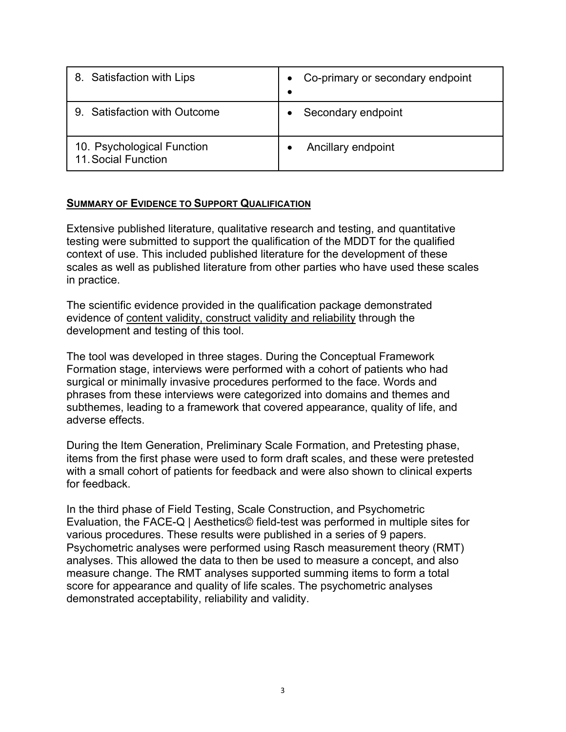| 8. Satisfaction with Lips | • Co-primary or secondary endpoint<br>• |
|---|---|
| 9. Satisfaction with Outcome | • Secondary endpoint |
| 10. Psychological Function<br>11. Social Function | • Ancillary endpoint |

## SUMMARY OF EVIDENCE TO SUPPORT QUALIFICATION

Extensive published literature, qualitative research and testing, and quantitative testing were submitted to support the qualification of the MDDT for the qualified context of use. This included published literature for the development of these scales as well as published literature from other parties who have used these scales in practice.

The scientific evidence provided in the qualification package demonstrated evidence of content validity, construct validity and reliability through the development and testing of this tool.

The tool was developed in three stages. During the Conceptual Framework Formation stage, interviews were performed with a cohort of patients who had surgical or minimally invasive procedures performed to the face. Words and phrases from these interviews were categorized into domains and themes and subthemes, leading to a framework that covered appearance, quality of life, and adverse effects.

During the Item Generation, Preliminary Scale Formation, and Pretesting phase, items from the first phase were used to form draft scales, and these were pretested with a small cohort of patients for feedback and were also shown to clinical experts for feedback.

In the third phase of Field Testing, Scale Construction, and Psychometric Evaluation, the FACE-Q | Aesthetics© field-test was performed in multiple sites for various procedures. These results were published in a series of 9 papers. Psychometric analyses were performed using Rasch measurement theory (RMT) analyses. This allowed the data to then be used to measure a concept, and also measure change. The RMT analyses supported summing items to form a total score for appearance and quality of life scales. The psychometric analyses demonstrated acceptability, reliability and validity.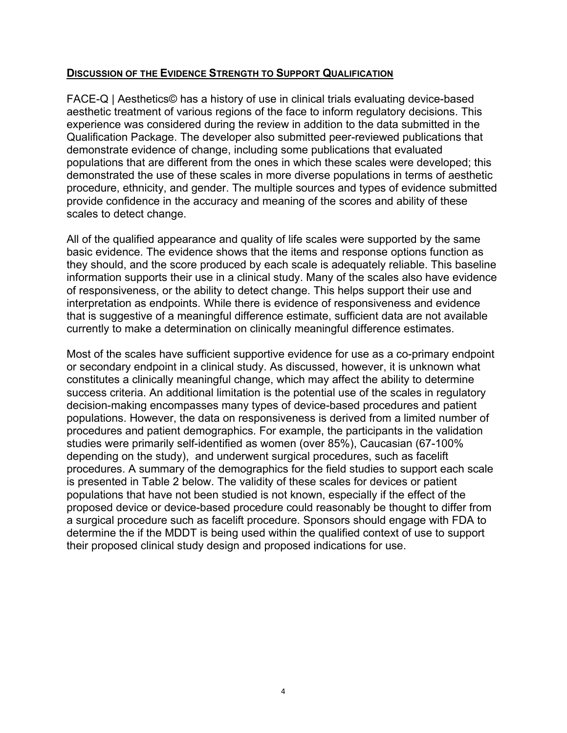## DISCUSSION OF THE EVIDENCE STRENGTH TO SUPPORT QUALIFICATION

FACE-Q | Aesthetics© has a history of use in clinical trials evaluating device-based aesthetic treatment of various regions of the face to inform regulatory decisions. This experience was considered during the review in addition to the data submitted in the Qualification Package. The developer also submitted peer-reviewed publications that demonstrate evidence of change, including some publications that evaluated populations that are different from the ones in which these scales were developed; this demonstrated the use of these scales in more diverse populations in terms of aesthetic procedure, ethnicity, and gender. The multiple sources and types of evidence submitted provide confidence in the accuracy and meaning of the scores and ability of these scales to detect change.

All of the qualified appearance and quality of life scales were supported by the same basic evidence. The evidence shows that the items and response options function as they should, and the score produced by each scale is adequately reliable. This baseline information supports their use in a clinical study. Many of the scales also have evidence of responsiveness, or the ability to detect change. This helps support their use and interpretation as endpoints. While there is evidence of responsiveness and evidence that is suggestive of a meaningful difference estimate, sufficient data are not available currently to make a determination on clinically meaningful difference estimates.

Most of the scales have sufficient supportive evidence for use as a co-primary endpoint or secondary endpoint in a clinical study. As discussed, however, it is unknown what constitutes a clinically meaningful change, which may affect the ability to determine success criteria. An additional limitation is the potential use of the scales in regulatory decision-making encompasses many types of device-based procedures and patient populations. However, the data on responsiveness is derived from a limited number of procedures and patient demographics. For example, the participants in the validation studies were primarily self-identified as women (over 85%), Caucasian (67-100% depending on the study), and underwent surgical procedures, such as facelift procedures. A summary of the demographics for the field studies to support each scale is presented in Table 2 below. The validity of these scales for devices or patient populations that have not been studied is not known, especially if the effect of the proposed device or device-based procedure could reasonably be thought to differ from a surgical procedure such as facelift procedure. Sponsors should engage with FDA to determine the if the MDDT is being used within the qualified context of use to support their proposed clinical study design and proposed indications for use.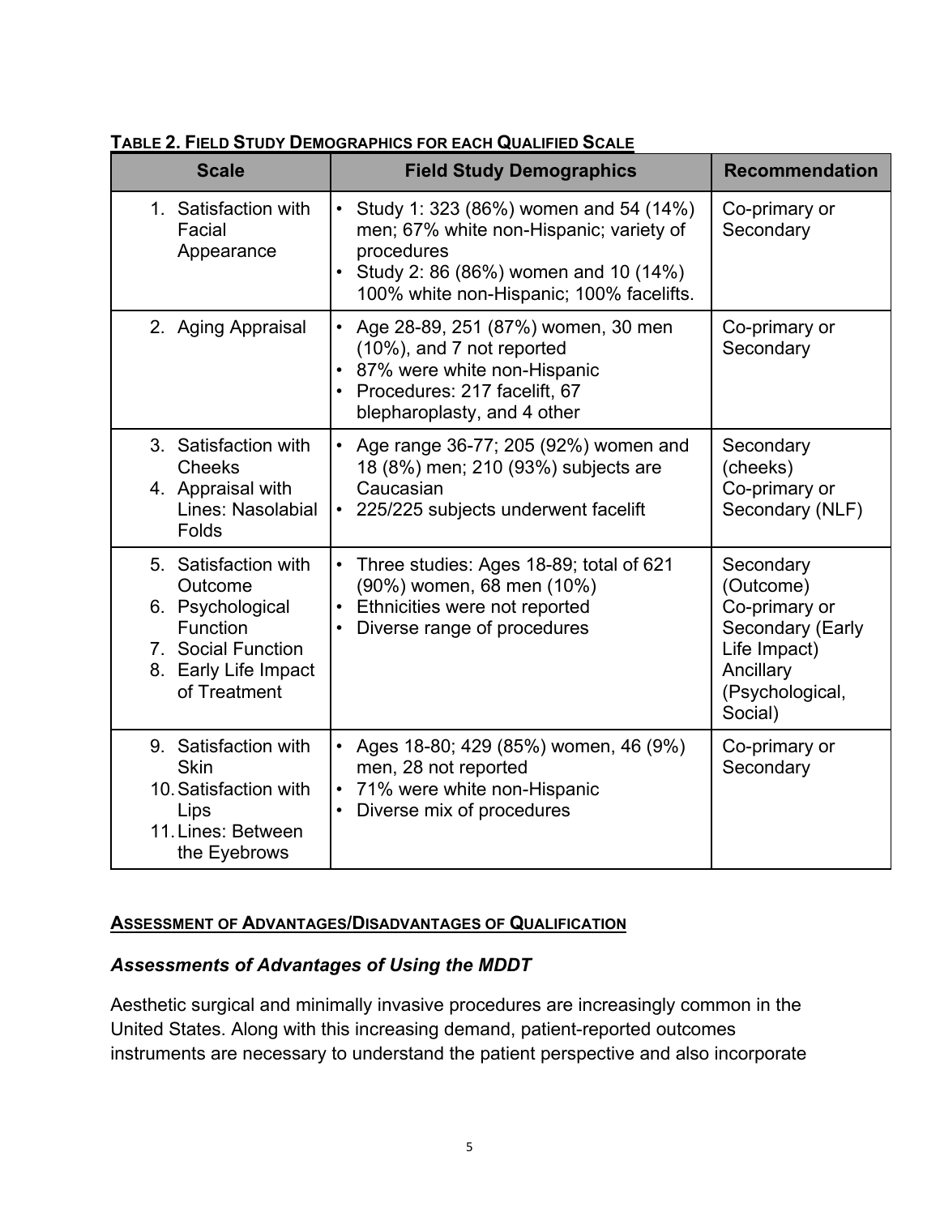**TABLE 2. FIELD STUDY DEMOGRAPHICS FOR EACH QUALIFIED SCALE**

| Scale | Field Study Demographics | Recommendation |
|---|---|---|
| 1. Satisfaction with Facial Appearance | • Study 1: 323 (86%) women and 54 (14%) men; 67% white non-Hispanic; variety of procedures<br>• Study 2: 86 (86%) women and 10 (14%) 100% white non-Hispanic; 100% facelifts. | Co-primary or Secondary |
| 2. Aging Appraisal | • Age 28-89, 251 (87%) women, 30 men (10%), and 7 not reported<br>• 87% were white non-Hispanic<br>• Procedures: 217 facelift, 67 blepharoplasty, and 4 other | Co-primary or Secondary |
| 3. Satisfaction with Cheeks<br>4. Appraisal with Lines: Nasolabial Folds | • Age range 36-77; 205 (92%) women and 18 (8%) men; 210 (93%) subjects are Caucasian<br>• 225/225 subjects underwent facelift | Secondary (cheeks)<br>Co-primary or Secondary (NLF) |
| 5. Satisfaction with Outcome<br>6. Psychological Function<br>7. Social Function<br>8. Early Life Impact of Treatment | • Three studies: Ages 18-89; total of 621 (90%) women, 68 men (10%)<br>• Ethnicities were not reported<br>• Diverse range of procedures | Secondary (Outcome)<br>Co-primary or Secondary (Early Life Impact)<br>Ancillary (Psychological, Social) |
| 9. Satisfaction with Skin<br>10. Satisfaction with Lips<br>11. Lines: Between the Eyebrows | • Ages 18-80; 429 (85%) women, 46 (9%) men, 28 not reported<br>• 71% were white non-Hispanic<br>• Diverse mix of procedures | Co-primary or Secondary |

## ASSESSMENT OF ADVANTAGES/DISADVANTAGES OF QUALIFICATION

### *Assessments of Advantages of Using the MDDT*

Aesthetic surgical and minimally invasive procedures are increasingly common in the United States. Along with this increasing demand, patient-reported outcomes instruments are necessary to understand the patient perspective and also incorporate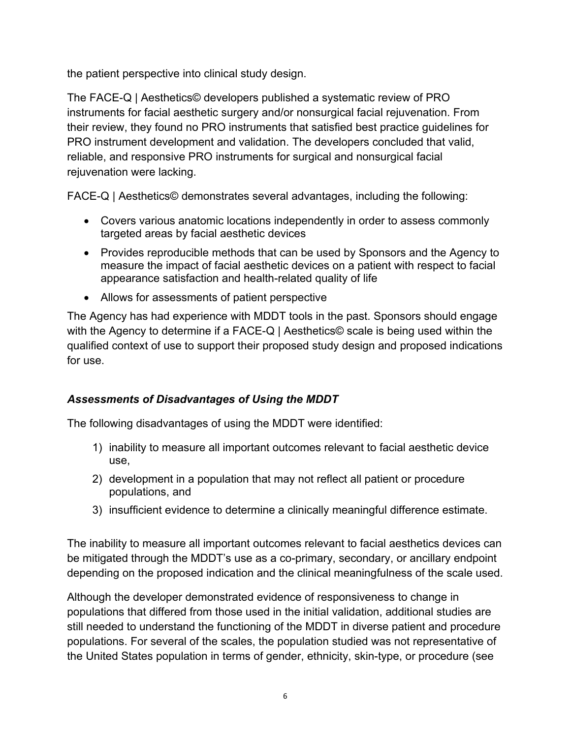the patient perspective into clinical study design.

The FACE-Q | Aesthetics© developers published a systematic review of PRO instruments for facial aesthetic surgery and/or nonsurgical facial rejuvenation. From their review, they found no PRO instruments that satisfied best practice guidelines for PRO instrument development and validation. The developers concluded that valid, reliable, and responsive PRO instruments for surgical and nonsurgical facial rejuvenation were lacking.

FACE-Q | Aesthetics© demonstrates several advantages, including the following:

- Covers various anatomic locations independently in order to assess commonly targeted areas by facial aesthetic devices
- Provides reproducible methods that can be used by Sponsors and the Agency to measure the impact of facial aesthetic devices on a patient with respect to facial appearance satisfaction and health-related quality of life
- Allows for assessments of patient perspective

The Agency has had experience with MDDT tools in the past. Sponsors should engage with the Agency to determine if a FACE-Q | Aesthetics© scale is being used within the qualified context of use to support their proposed study design and proposed indications for use.

### *Assessments of Disadvantages of Using the MDDT*

The following disadvantages of using the MDDT were identified:

1) inability to measure all important outcomes relevant to facial aesthetic device use,
2) development in a population that may not reflect all patient or procedure populations, and
3) insufficient evidence to determine a clinically meaningful difference estimate.

The inability to measure all important outcomes relevant to facial aesthetics devices can be mitigated through the MDDT's use as a co-primary, secondary, or ancillary endpoint depending on the proposed indication and the clinical meaningfulness of the scale used.

Although the developer demonstrated evidence of responsiveness to change in populations that differed from those used in the initial validation, additional studies are still needed to understand the functioning of the MDDT in diverse patient and procedure populations. For several of the scales, the population studied was not representative of the United States population in terms of gender, ethnicity, skin-type, or procedure (see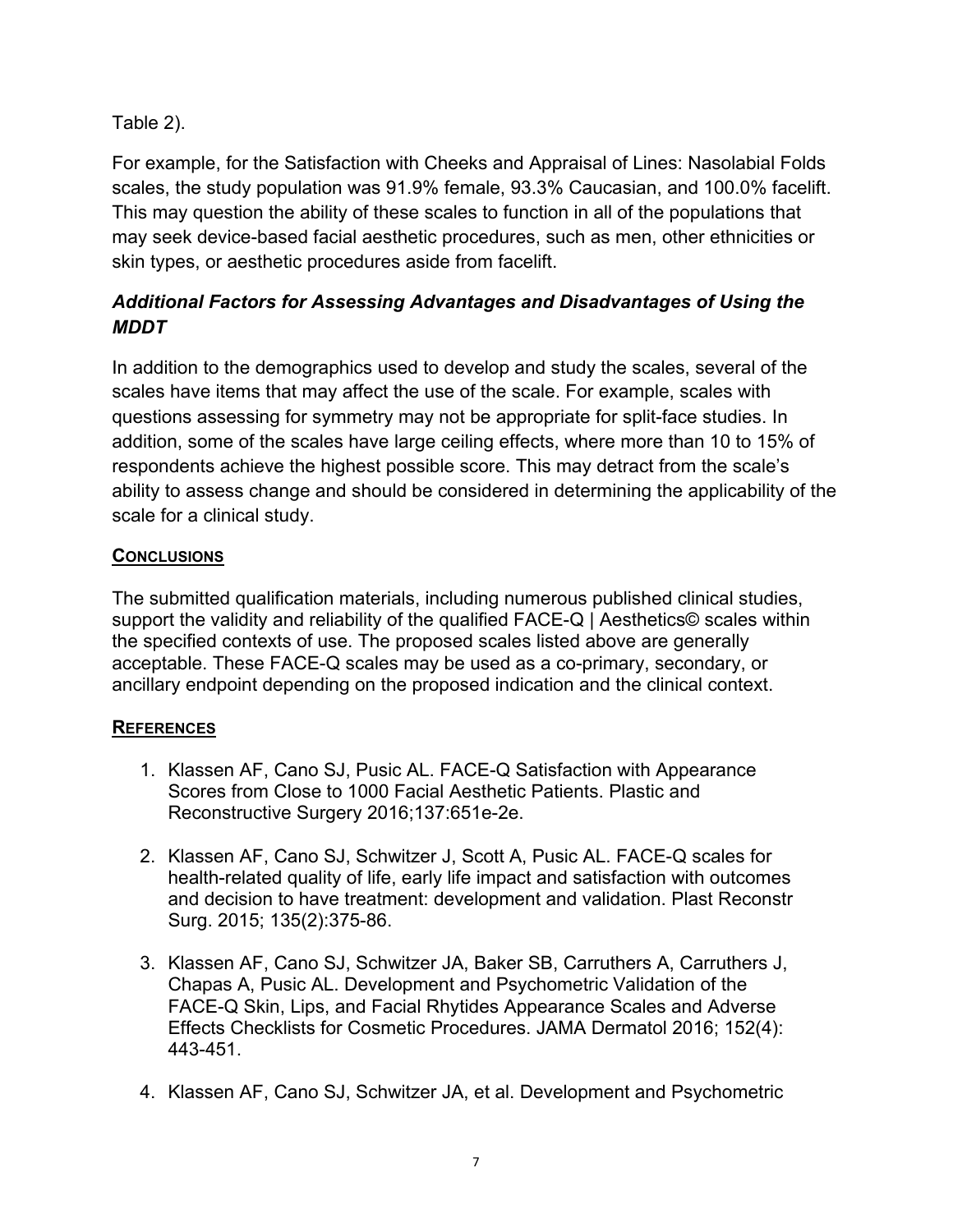Table 2).

For example, for the Satisfaction with Cheeks and Appraisal of Lines: Nasolabial Folds scales, the study population was 91.9% female, 93.3% Caucasian, and 100.0% facelift. This may question the ability of these scales to function in all of the populations that may seek device-based facial aesthetic procedures, such as men, other ethnicities or skin types, or aesthetic procedures aside from facelift.

### *Additional Factors for Assessing Advantages and Disadvantages of Using the MDDT*

In addition to the demographics used to develop and study the scales, several of the scales have items that may affect the use of the scale. For example, scales with questions assessing for symmetry may not be appropriate for split-face studies. In addition, some of the scales have large ceiling effects, where more than 10 to 15% of respondents achieve the highest possible score. This may detract from the scale's ability to assess change and should be considered in determining the applicability of the scale for a clinical study.

## **Conclusions**

The submitted qualification materials, including numerous published clinical studies, support the validity and reliability of the qualified FACE-Q | Aesthetics© scales within the specified contexts of use. The proposed scales listed above are generally acceptable. These FACE-Q scales may be used as a co-primary, secondary, or ancillary endpoint depending on the proposed indication and the clinical context.

## **References**

1. Klassen AF, Cano SJ, Pusic AL. FACE-Q Satisfaction with Appearance Scores from Close to 1000 Facial Aesthetic Patients. Plastic and Reconstructive Surgery 2016;137:651e-2e.

2. Klassen AF, Cano SJ, Schwitzer J, Scott A, Pusic AL. FACE-Q scales for health-related quality of life, early life impact and satisfaction with outcomes and decision to have treatment: development and validation. Plast Reconstr Surg. 2015; 135(2):375-86.

3. Klassen AF, Cano SJ, Schwitzer JA, Baker SB, Carruthers A, Carruthers J, Chapas A, Pusic AL. Development and Psychometric Validation of the FACE-Q Skin, Lips, and Facial Rhytides Appearance Scales and Adverse Effects Checklists for Cosmetic Procedures. JAMA Dermatol 2016; 152(4): 443-451.

4. Klassen AF, Cano SJ, Schwitzer JA, et al. Development and Psychometric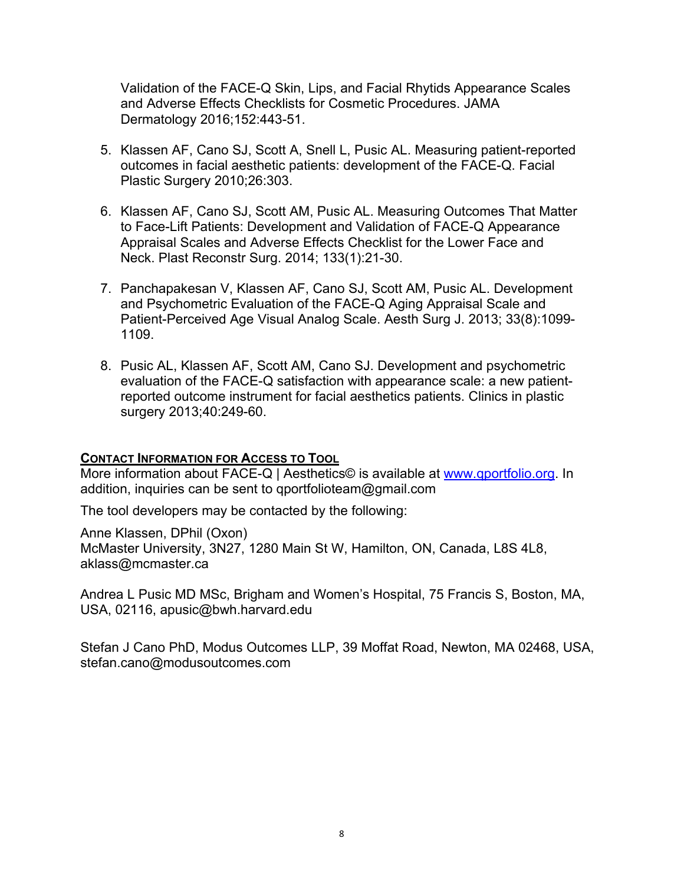Validation of the FACE-Q Skin, Lips, and Facial Rhytids Appearance Scales and Adverse Effects Checklists for Cosmetic Procedures. JAMA Dermatology 2016;152:443-51.

5. Klassen AF, Cano SJ, Scott A, Snell L, Pusic AL. Measuring patient-reported outcomes in facial aesthetic patients: development of the FACE-Q. Facial Plastic Surgery 2010;26:303.

6. Klassen AF, Cano SJ, Scott AM, Pusic AL. Measuring Outcomes That Matter to Face-Lift Patients: Development and Validation of FACE-Q Appearance Appraisal Scales and Adverse Effects Checklist for the Lower Face and Neck. Plast Reconstr Surg. 2014; 133(1):21-30.

7. Panchapakesan V, Klassen AF, Cano SJ, Scott AM, Pusic AL. Development and Psychometric Evaluation of the FACE-Q Aging Appraisal Scale and Patient-Perceived Age Visual Analog Scale. Aesth Surg J. 2013; 33(8):1099-1109.

8. Pusic AL, Klassen AF, Scott AM, Cano SJ. Development and psychometric evaluation of the FACE-Q satisfaction with appearance scale: a new patient-reported outcome instrument for facial aesthetics patients. Clinics in plastic surgery 2013;40:249-60.

## CONTACT INFORMATION FOR ACCESS TO TOOL

More information about FACE-Q | Aesthetics© is available at [www.qportfolio.org](http://www.qportfolio.org). In addition, inquiries can be sent to qportfolioteam@gmail.com

The tool developers may be contacted by the following:

Anne Klassen, DPhil (Oxon)
McMaster University, 3N27, 1280 Main St W, Hamilton, ON, Canada, L8S 4L8, aklass@mcmaster.ca

Andrea L Pusic MD MSc, Brigham and Women's Hospital, 75 Francis S, Boston, MA, USA, 02116, apusic@bwh.harvard.edu

Stefan J Cano PhD, Modus Outcomes LLP, 39 Moffat Road, Newton, MA 02468, USA, stefan.cano@modusoutcomes.com